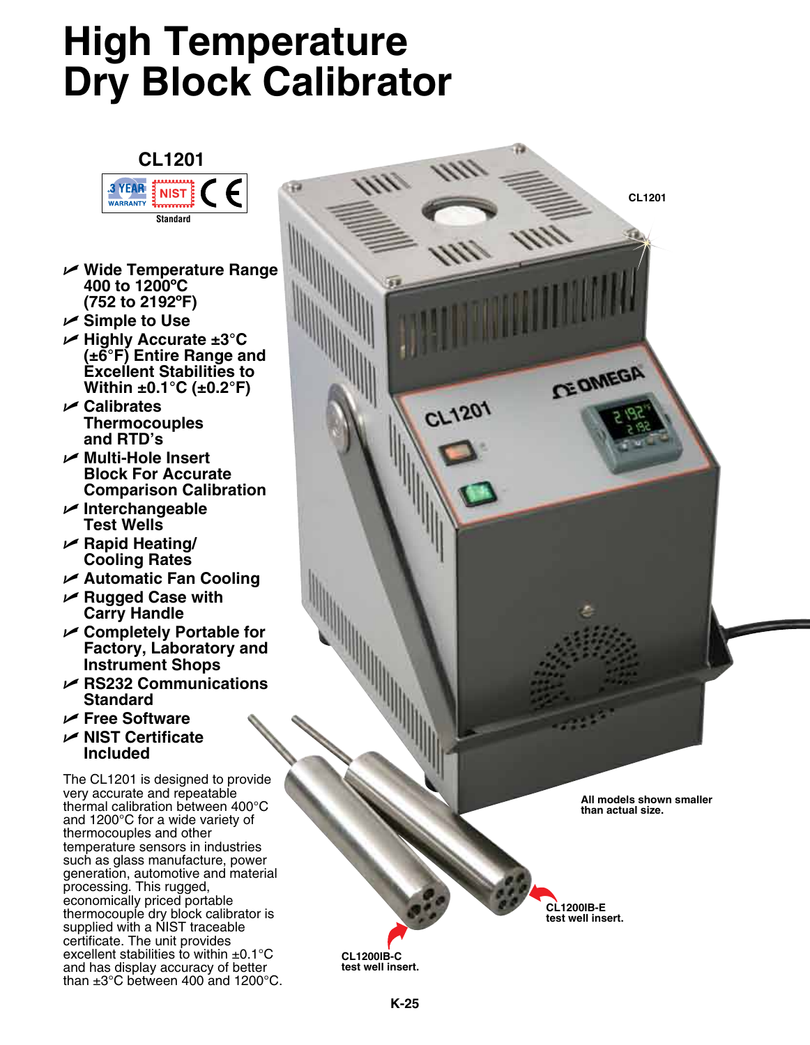# High Temperature Dry Block Calibrator

**CL1201**

3 YEAR WARRANTY | NIST Standard | CE

- **Wide Temperature Range 400 to 1200ºC (752 to 2192ºF)**
- **Simple to Use**
- **Highly Accurate ±3°C (±6°F) Entire Range and Excellent Stabilities to Within ±0.1°C (±0.2°F)**
- **Calibrates Thermocouples and RTD's**
- **Multi-Hole Insert Block For Accurate Comparison Calibration**
- **Interchangeable Test Wells**
- **Rapid Heating/ Cooling Rates**
- **Automatic Fan Cooling**
- **Rugged Case with Carry Handle**
- **Completely Portable for Factory, Laboratory and Instrument Shops**
- **RS232 Communications Standard**
- **Free Software**
- **NIST Certificate Included**

The CL1201 is designed to provide very accurate and repeatable thermal calibration between 400°C and 1200°C for a wide variety of thermocouples and other temperature sensors in industries such as glass manufacture, power generation, automotive and material processing. This rugged, economically priced portable thermocouple dry block calibrator is supplied with a NIST traceable certificate. The unit provides excellent stabilities to within ±0.1°C and has display accuracy of better than ±3°C between 400 and 1200°C.

CL1201

All models shown smaller than actual size.

CL1200IB-E test well insert.

CL1200IB-C test well insert.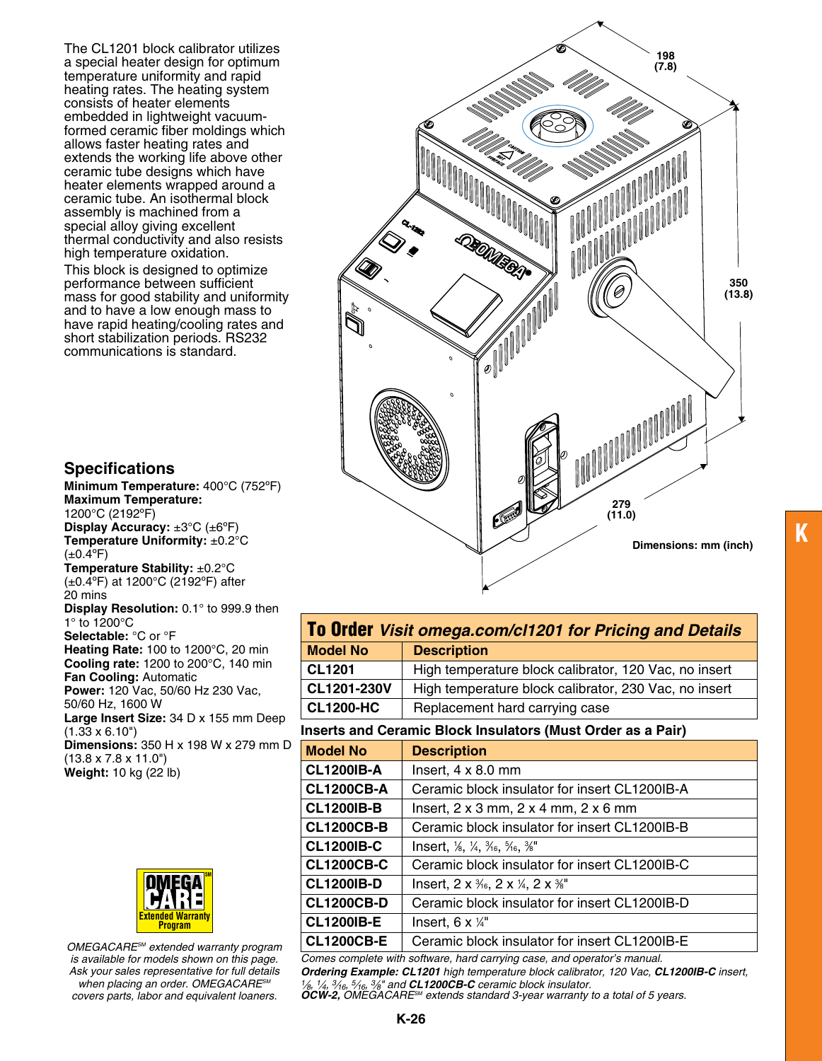The CL1201 block calibrator utilizes a special heater design for optimum temperature uniformity and rapid heating rates. The heating system consists of heater elements embedded in lightweight vacuum-formed ceramic fiber moldings which allows faster heating rates and extends the working life above other ceramic tube designs which have heater elements wrapped around a ceramic tube. An isothermal block assembly is machined from a special alloy giving excellent thermal conductivity and also resists high temperature oxidation.

This block is designed to optimize performance between sufficient mass for good stability and uniformity and to have a low enough mass to have rapid heating/cooling rates and short stabilization periods. RS232 communications is standard.

198 (7.8)

350 (13.8)

279 (11.0)

Dimensions: mm (inch)

## Specifications

**Minimum Temperature:** 400°C (752°F)
**Maximum Temperature:** 1200°C (2192°F)
**Display Accuracy:** ±3°C (±6°F)
**Temperature Uniformity:** ±0.2°C (±0.4°F)
**Temperature Stability:** ±0.2°C (±0.4°F) at 1200°C (2192°F) after 20 mins
**Display Resolution:** 0.1° to 999.9 then 1° to 1200°C
**Selectable:** °C or °F
**Heating Rate:** 100 to 1200°C, 20 min
**Cooling rate:** 1200 to 200°C, 140 min
**Fan Cooling:** Automatic
**Power:** 120 Vac, 50/60 Hz 230 Vac, 50/60 Hz, 1600 W
**Large Insert Size:** 34 D x 155 mm Deep (1.33 x 6.10")
**Dimensions:** 350 H x 198 W x 279 mm D (13.8 x 7.8 x 11.0")
**Weight:** 10 kg (22 lb)

OMEGA CARE SM Extended Warranty Program

*OMEGACARE[SM] extended warranty program is available for models shown on this page. Ask your sales representative for full details when placing an order. OMEGACARE[SM] covers parts, labor and equivalent loaners.*

## To Order *Visit omega.com/cl1201 for Pricing and Details*

| Model No | Description |
|---|---|
| **CL1201** | High temperature block calibrator, 120 Vac, no insert |
| **CL1201-230V** | High temperature block calibrator, 230 Vac, no insert |
| **CL1200-HC** | Replacement hard carrying case |

**Inserts and Ceramic Block Insulators (Must Order as a Pair)**

| Model No | Description |
|---|---|
| **CL1200IB-A** | Insert, 4 x 8.0 mm |
| **CL1200CB-A** | Ceramic block insulator for insert CL1200IB-A |
| **CL1200IB-B** | Insert, 2 x 3 mm, 2 x 4 mm, 2 x 6 mm |
| **CL1200CB-B** | Ceramic block insulator for insert CL1200IB-B |
| **CL1200IB-C** | Insert, ⅛, ¼, 3⁄16, 5⁄16, ⅜" |
| **CL1200CB-C** | Ceramic block insulator for insert CL1200IB-C |
| **CL1200IB-D** | Insert, 2 x 3⁄16, 2 x ¼, 2 x ⅜" |
| **CL1200CB-D** | Ceramic block insulator for insert CL1200IB-D |
| **CL1200IB-E** | Insert, 6 x ¼" |
| **CL1200CB-E** | Ceramic block insulator for insert CL1200IB-E |

*Comes complete with software, hard carrying case, and operator's manual.*
***Ordering Example:** **CL1201** high temperature block calibrator, 120 Vac, **CL1200IB-C** insert, ⅛, ¼, 3⁄16, 5⁄16, ⅜" and **CL1200CB-C** ceramic block insulator.*
***OCW-2,** OMEGACARE[SM] extends standard 3-year warranty to a total of 5 years.*